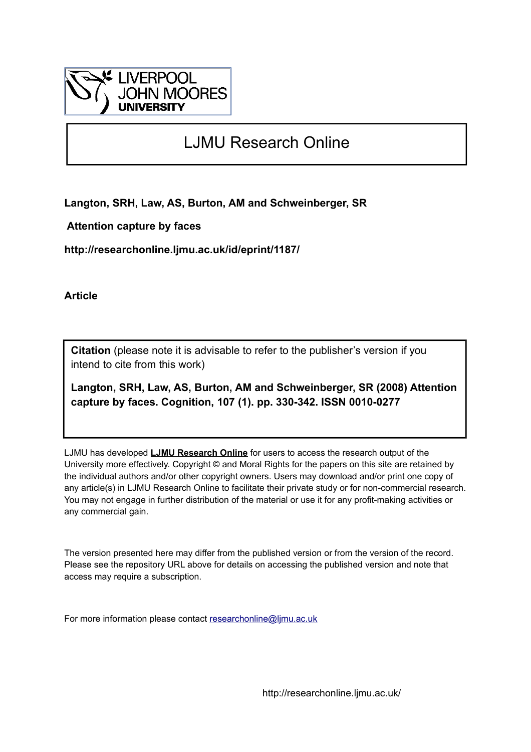LIVERPOOL JOHN MOORES UNIVERSITY

# LJMU Research Online

**Langton, SRH, Law, AS, Burton, AM and Schweinberger, SR**

**Attention capture by faces**

**http://researchonline.ljmu.ac.uk/id/eprint/1187/**

**Article**

**Citation** (please note it is advisable to refer to the publisher's version if you intend to cite from this work)

**Langton, SRH, Law, AS, Burton, AM and Schweinberger, SR (2008) Attention capture by faces. Cognition, 107 (1). pp. 330-342. ISSN 0010-0277**

LJMU has developed **LJMU Research Online** for users to access the research output of the University more effectively. Copyright © and Moral Rights for the papers on this site are retained by the individual authors and/or other copyright owners. Users may download and/or print one copy of any article(s) in LJMU Research Online to facilitate their private study or for non-commercial research. You may not engage in further distribution of the material or use it for any profit-making activities or any commercial gain.

The version presented here may differ from the published version or from the version of the record. Please see the repository URL above for details on accessing the published version and note that access may require a subscription.

For more information please contact researchonline@ljmu.ac.uk

http://researchonline.ljmu.ac.uk/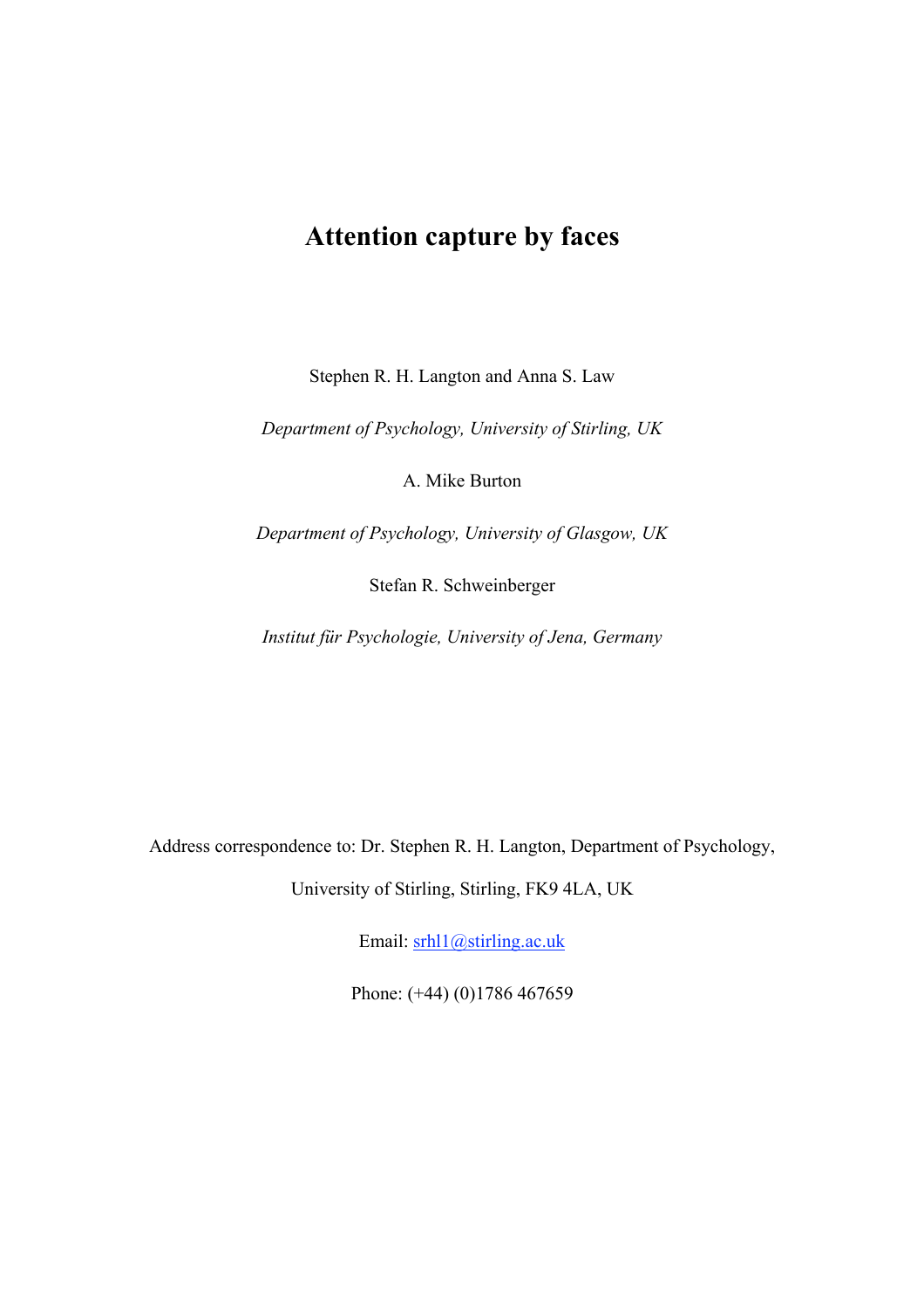# Attention capture by faces

Stephen R. H. Langton and Anna S. Law

*Department of Psychology, University of Stirling, UK*

A. Mike Burton

*Department of Psychology, University of Glasgow, UK*

Stefan R. Schweinberger

*Institut für Psychologie, University of Jena, Germany*

Address correspondence to: Dr. Stephen R. H. Langton, Department of Psychology, University of Stirling, Stirling, FK9 4LA, UK

Email: srhl1@stirling.ac.uk

Phone: (+44) (0)1786 467659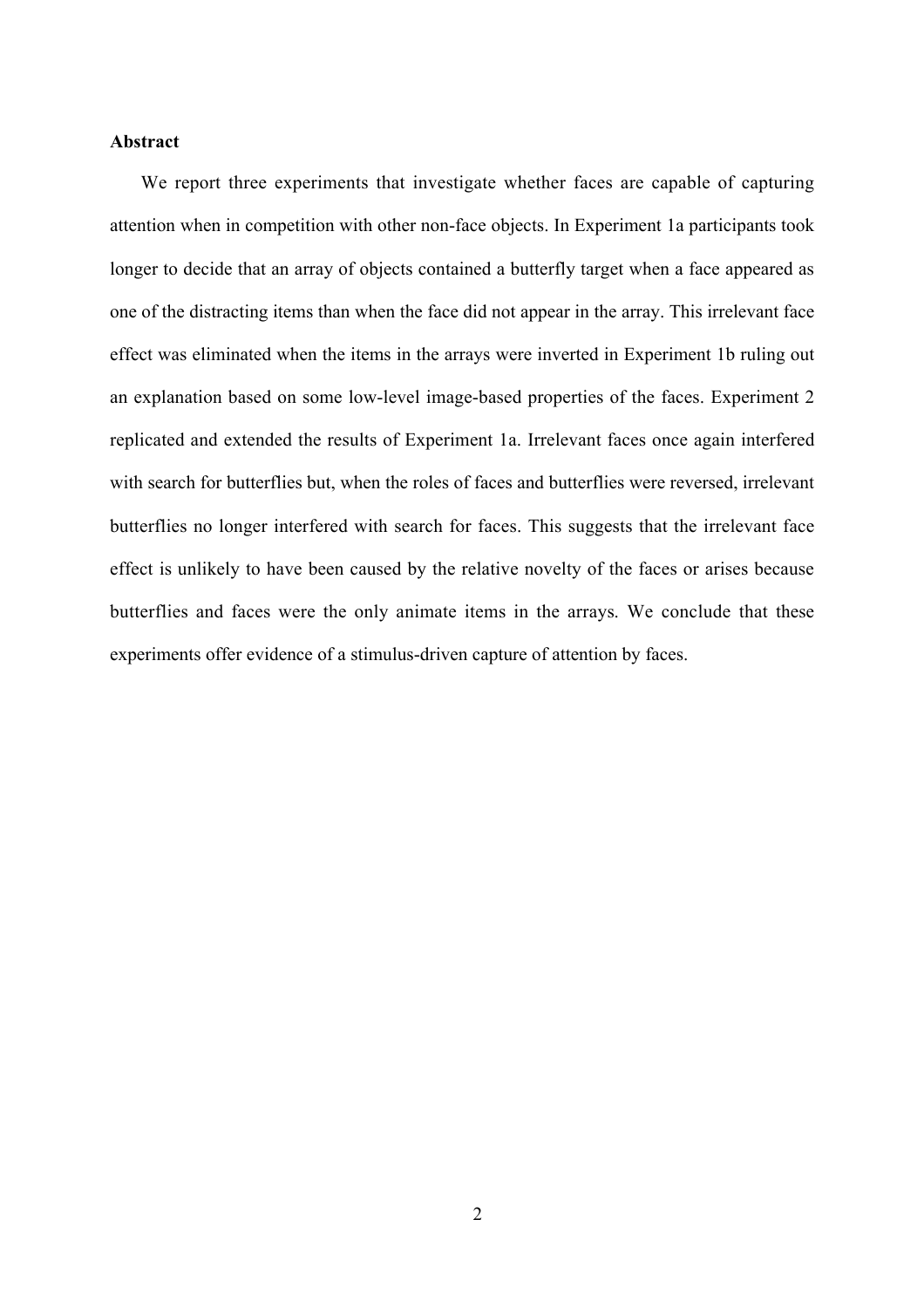**Abstract**

We report three experiments that investigate whether faces are capable of capturing attention when in competition with other non-face objects. In Experiment 1a participants took longer to decide that an array of objects contained a butterfly target when a face appeared as one of the distracting items than when the face did not appear in the array. This irrelevant face effect was eliminated when the items in the arrays were inverted in Experiment 1b ruling out an explanation based on some low-level image-based properties of the faces. Experiment 2 replicated and extended the results of Experiment 1a. Irrelevant faces once again interfered with search for butterflies but, when the roles of faces and butterflies were reversed, irrelevant butterflies no longer interfered with search for faces. This suggests that the irrelevant face effect is unlikely to have been caused by the relative novelty of the faces or arises because butterflies and faces were the only animate items in the arrays. We conclude that these experiments offer evidence of a stimulus-driven capture of attention by faces.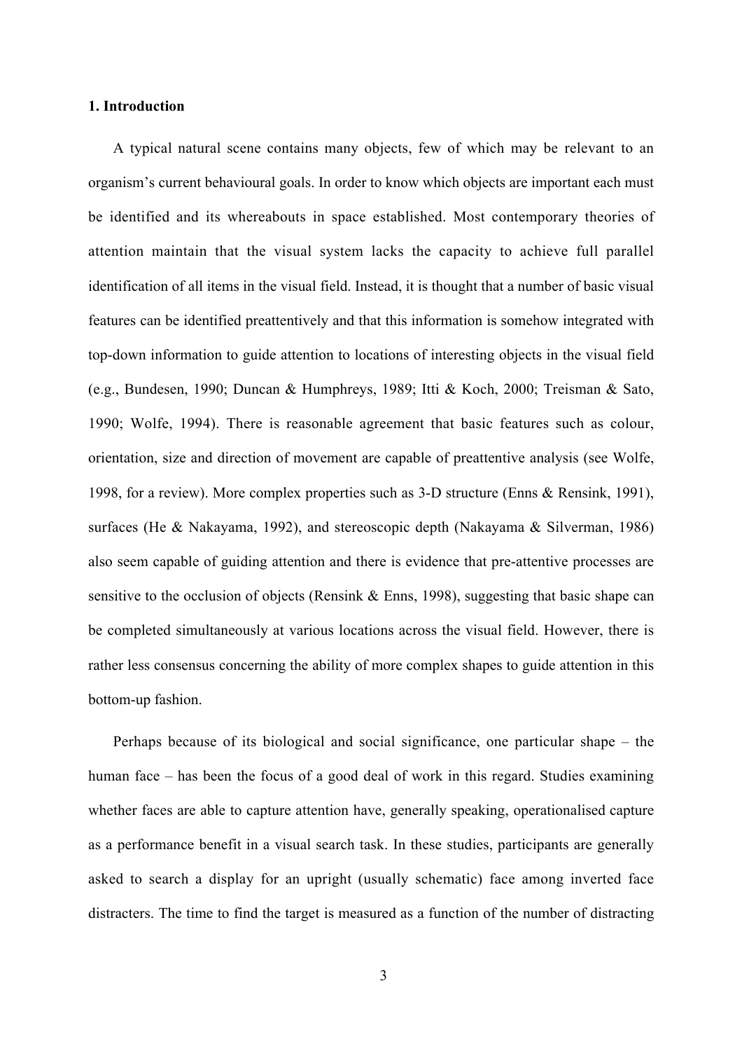## 1. Introduction

A typical natural scene contains many objects, few of which may be relevant to an organism's current behavioural goals. In order to know which objects are important each must be identified and its whereabouts in space established. Most contemporary theories of attention maintain that the visual system lacks the capacity to achieve full parallel identification of all items in the visual field. Instead, it is thought that a number of basic visual features can be identified preattentively and that this information is somehow integrated with top-down information to guide attention to locations of interesting objects in the visual field (e.g., Bundesen, 1990; Duncan & Humphreys, 1989; Itti & Koch, 2000; Treisman & Sato, 1990; Wolfe, 1994). There is reasonable agreement that basic features such as colour, orientation, size and direction of movement are capable of preattentive analysis (see Wolfe, 1998, for a review). More complex properties such as 3-D structure (Enns & Rensink, 1991), surfaces (He & Nakayama, 1992), and stereoscopic depth (Nakayama & Silverman, 1986) also seem capable of guiding attention and there is evidence that pre-attentive processes are sensitive to the occlusion of objects (Rensink & Enns, 1998), suggesting that basic shape can be completed simultaneously at various locations across the visual field. However, there is rather less consensus concerning the ability of more complex shapes to guide attention in this bottom-up fashion.

Perhaps because of its biological and social significance, one particular shape – the human face – has been the focus of a good deal of work in this regard. Studies examining whether faces are able to capture attention have, generally speaking, operationalised capture as a performance benefit in a visual search task. In these studies, participants are generally asked to search a display for an upright (usually schematic) face among inverted face distracters. The time to find the target is measured as a function of the number of distracting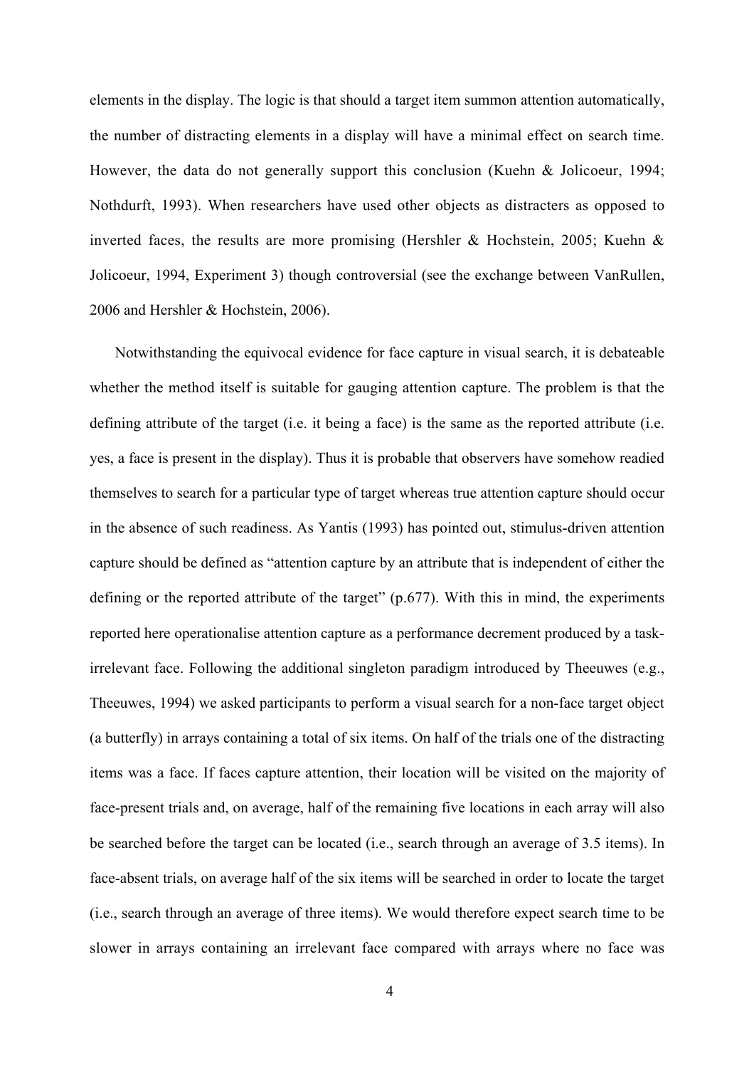elements in the display. The logic is that should a target item summon attention automatically, the number of distracting elements in a display will have a minimal effect on search time. However, the data do not generally support this conclusion (Kuehn & Jolicoeur, 1994; Nothdurft, 1993). When researchers have used other objects as distracters as opposed to inverted faces, the results are more promising (Hershler & Hochstein, 2005; Kuehn & Jolicoeur, 1994, Experiment 3) though controversial (see the exchange between VanRullen, 2006 and Hershler & Hochstein, 2006).

Notwithstanding the equivocal evidence for face capture in visual search, it is debateable whether the method itself is suitable for gauging attention capture. The problem is that the defining attribute of the target (i.e. it being a face) is the same as the reported attribute (i.e. yes, a face is present in the display). Thus it is probable that observers have somehow readied themselves to search for a particular type of target whereas true attention capture should occur in the absence of such readiness. As Yantis (1993) has pointed out, stimulus-driven attention capture should be defined as "attention capture by an attribute that is independent of either the defining or the reported attribute of the target" (p.677). With this in mind, the experiments reported here operationalise attention capture as a performance decrement produced by a task-irrelevant face. Following the additional singleton paradigm introduced by Theeuwes (e.g., Theeuwes, 1994) we asked participants to perform a visual search for a non-face target object (a butterfly) in arrays containing a total of six items. On half of the trials one of the distracting items was a face. If faces capture attention, their location will be visited on the majority of face-present trials and, on average, half of the remaining five locations in each array will also be searched before the target can be located (i.e., search through an average of 3.5 items). In face-absent trials, on average half of the six items will be searched in order to locate the target (i.e., search through an average of three items). We would therefore expect search time to be slower in arrays containing an irrelevant face compared with arrays where no face was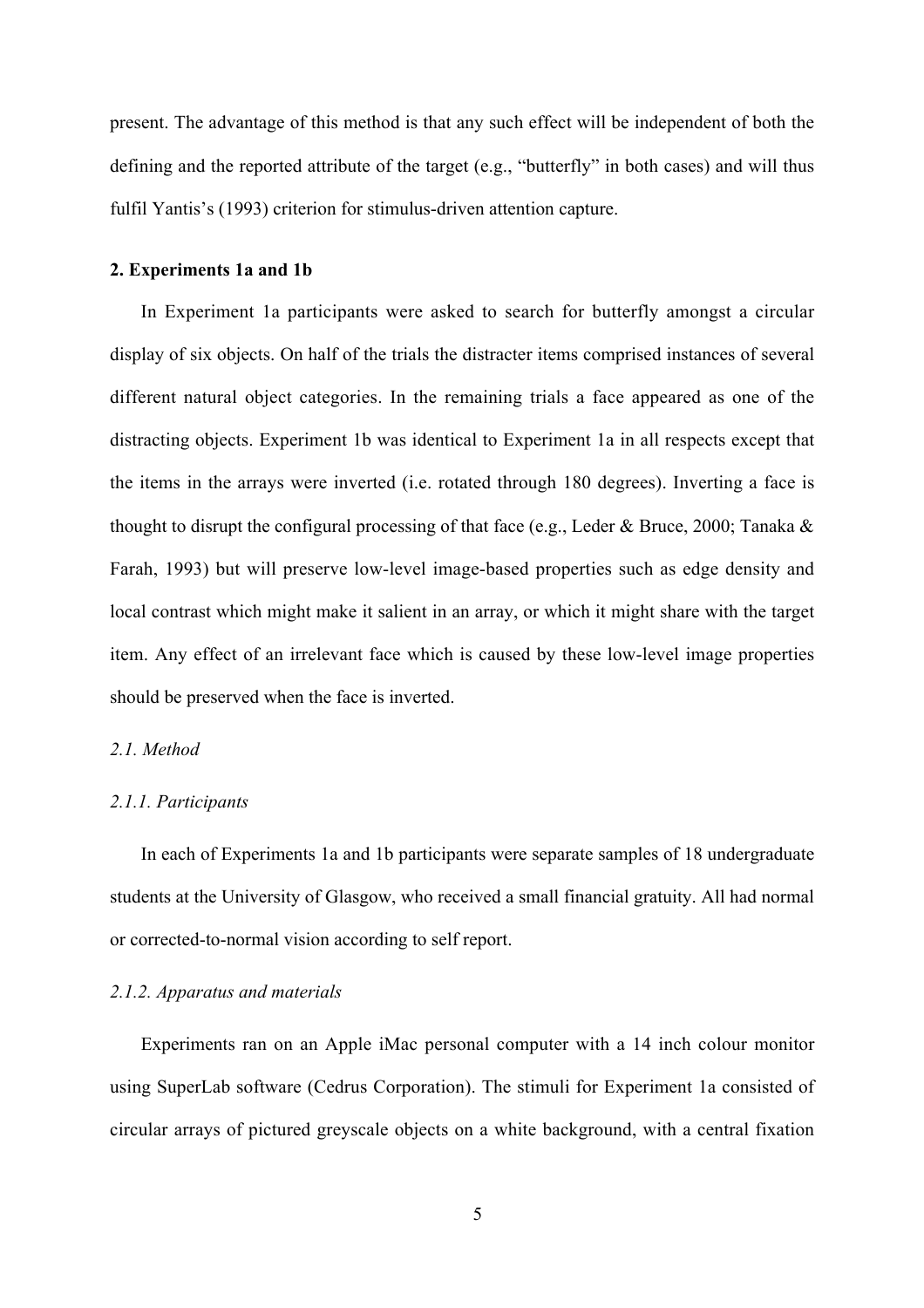present. The advantage of this method is that any such effect will be independent of both the defining and the reported attribute of the target (e.g., "butterfly" in both cases) and will thus fulfil Yantis's (1993) criterion for stimulus-driven attention capture.

## 2. Experiments 1a and 1b

In Experiment 1a participants were asked to search for butterfly amongst a circular display of six objects. On half of the trials the distracter items comprised instances of several different natural object categories. In the remaining trials a face appeared as one of the distracting objects. Experiment 1b was identical to Experiment 1a in all respects except that the items in the arrays were inverted (i.e. rotated through 180 degrees). Inverting a face is thought to disrupt the configural processing of that face (e.g., Leder & Bruce, 2000; Tanaka & Farah, 1993) but will preserve low-level image-based properties such as edge density and local contrast which might make it salient in an array, or which it might share with the target item. Any effect of an irrelevant face which is caused by these low-level image properties should be preserved when the face is inverted.

### *2.1. Method*

#### *2.1.1. Participants*

In each of Experiments 1a and 1b participants were separate samples of 18 undergraduate students at the University of Glasgow, who received a small financial gratuity. All had normal or corrected-to-normal vision according to self report.

#### *2.1.2. Apparatus and materials*

Experiments ran on an Apple iMac personal computer with a 14 inch colour monitor using SuperLab software (Cedrus Corporation). The stimuli for Experiment 1a consisted of circular arrays of pictured greyscale objects on a white background, with a central fixation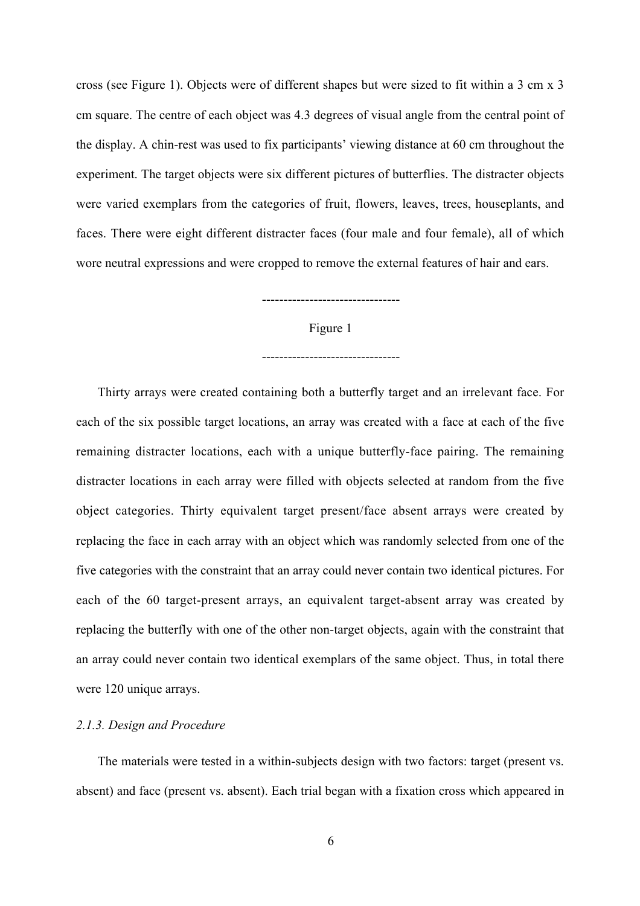cross (see Figure 1). Objects were of different shapes but were sized to fit within a 3 cm x 3 cm square. The centre of each object was 4.3 degrees of visual angle from the central point of the display. A chin-rest was used to fix participants' viewing distance at 60 cm throughout the experiment. The target objects were six different pictures of butterflies. The distracter objects were varied exemplars from the categories of fruit, flowers, leaves, trees, houseplants, and faces. There were eight different distracter faces (four male and four female), all of which wore neutral expressions and were cropped to remove the external features of hair and ears.

--------------------------------

Figure 1

--------------------------------

Thirty arrays were created containing both a butterfly target and an irrelevant face. For each of the six possible target locations, an array was created with a face at each of the five remaining distracter locations, each with a unique butterfly-face pairing. The remaining distracter locations in each array were filled with objects selected at random from the five object categories. Thirty equivalent target present/face absent arrays were created by replacing the face in each array with an object which was randomly selected from one of the five categories with the constraint that an array could never contain two identical pictures. For each of the 60 target-present arrays, an equivalent target-absent array was created by replacing the butterfly with one of the other non-target objects, again with the constraint that an array could never contain two identical exemplars of the same object. Thus, in total there were 120 unique arrays.

### *2.1.3. Design and Procedure*

The materials were tested in a within-subjects design with two factors: target (present vs. absent) and face (present vs. absent). Each trial began with a fixation cross which appeared in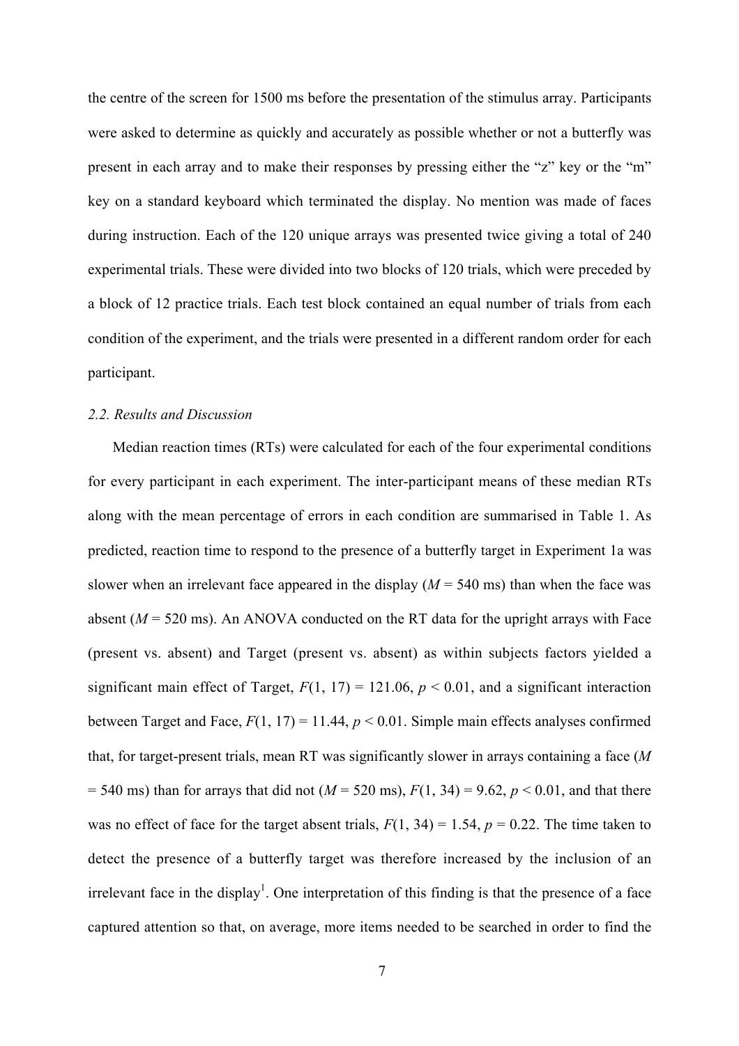the centre of the screen for 1500 ms before the presentation of the stimulus array. Participants were asked to determine as quickly and accurately as possible whether or not a butterfly was present in each array and to make their responses by pressing either the "z" key or the "m" key on a standard keyboard which terminated the display. No mention was made of faces during instruction. Each of the 120 unique arrays was presented twice giving a total of 240 experimental trials. These were divided into two blocks of 120 trials, which were preceded by a block of 12 practice trials. Each test block contained an equal number of trials from each condition of the experiment, and the trials were presented in a different random order for each participant.

### *2.2. Results and Discussion*

Median reaction times (RTs) were calculated for each of the four experimental conditions for every participant in each experiment. The inter-participant means of these median RTs along with the mean percentage of errors in each condition are summarised in Table 1. As predicted, reaction time to respond to the presence of a butterfly target in Experiment 1a was slower when an irrelevant face appeared in the display ($M = 540$ ms) than when the face was absent ($M = 520$ ms). An ANOVA conducted on the RT data for the upright arrays with Face (present vs. absent) and Target (present vs. absent) as within subjects factors yielded a significant main effect of Target, $F(1, 17) = 121.06$, $p < 0.01$, and a significant interaction between Target and Face, $F(1, 17) = 11.44$, $p < 0.01$. Simple main effects analyses confirmed that, for target-present trials, mean RT was significantly slower in arrays containing a face ($M = 540$ ms) than for arrays that did not ($M = 520$ ms), $F(1, 34) = 9.62$, $p < 0.01$, and that there was no effect of face for the target absent trials, $F(1, 34) = 1.54$, $p = 0.22$. The time taken to detect the presence of a butterfly target was therefore increased by the inclusion of an irrelevant face in the display[1]. One interpretation of this finding is that the presence of a face captured attention so that, on average, more items needed to be searched in order to find the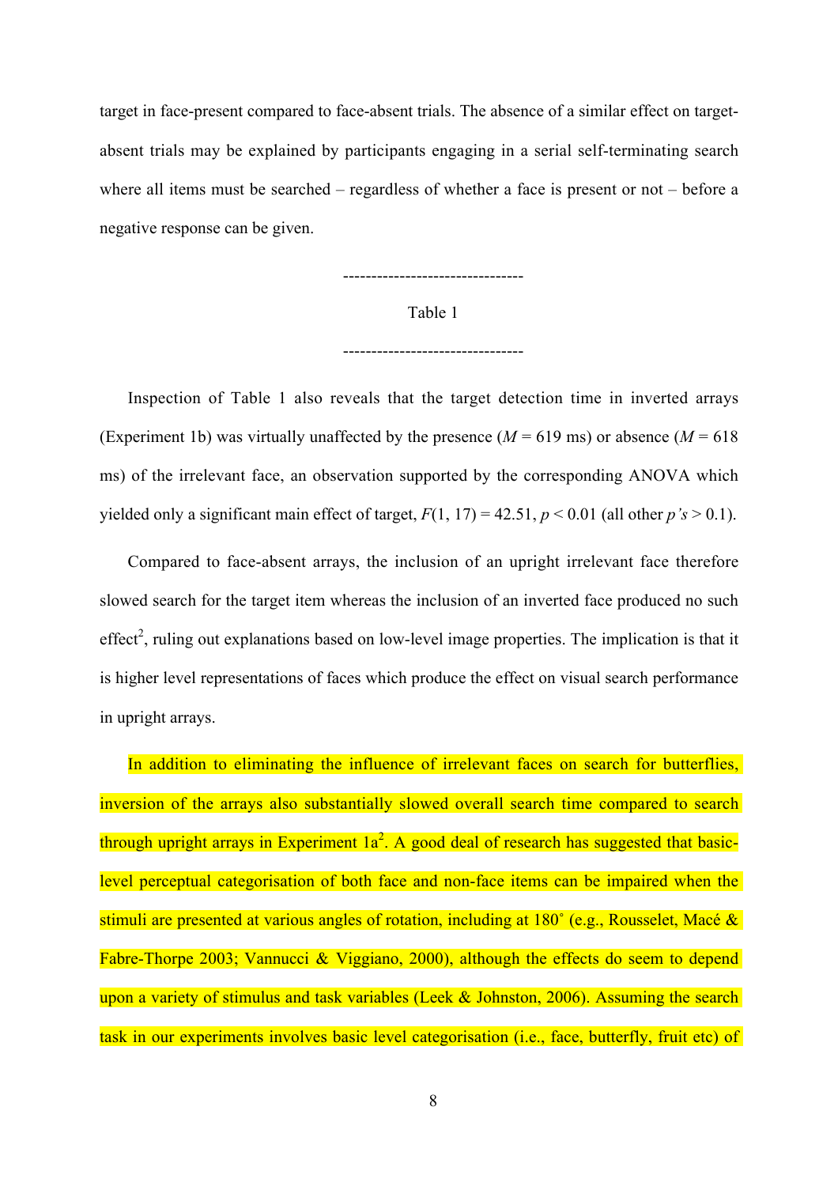target in face-present compared to face-absent trials. The absence of a similar effect on target-absent trials may be explained by participants engaging in a serial self-terminating search where all items must be searched – regardless of whether a face is present or not – before a negative response can be given.

--------------------------------

Table 1

--------------------------------

Inspection of Table 1 also reveals that the target detection time in inverted arrays (Experiment 1b) was virtually unaffected by the presence ($M$ = 619 ms) or absence ($M$ = 618 ms) of the irrelevant face, an observation supported by the corresponding ANOVA which yielded only a significant main effect of target, $F(1, 17) = 42.51$, $p < 0.01$ (all other $p$'s $> 0.1$).

Compared to face-absent arrays, the inclusion of an upright irrelevant face therefore slowed search for the target item whereas the inclusion of an inverted face produced no such effect[2], ruling out explanations based on low-level image properties. The implication is that it is higher level representations of faces which produce the effect on visual search performance in upright arrays.

In addition to eliminating the influence of irrelevant faces on search for butterflies, inversion of the arrays also substantially slowed overall search time compared to search through upright arrays in Experiment 1a[2]. A good deal of research has suggested that basic-level perceptual categorisation of both face and non-face items can be impaired when the stimuli are presented at various angles of rotation, including at 180˚ (e.g., Rousselet, Macé & Fabre-Thorpe 2003; Vannucci & Viggiano, 2000), although the effects do seem to depend upon a variety of stimulus and task variables (Leek & Johnston, 2006). Assuming the search task in our experiments involves basic level categorisation (i.e., face, butterfly, fruit etc) of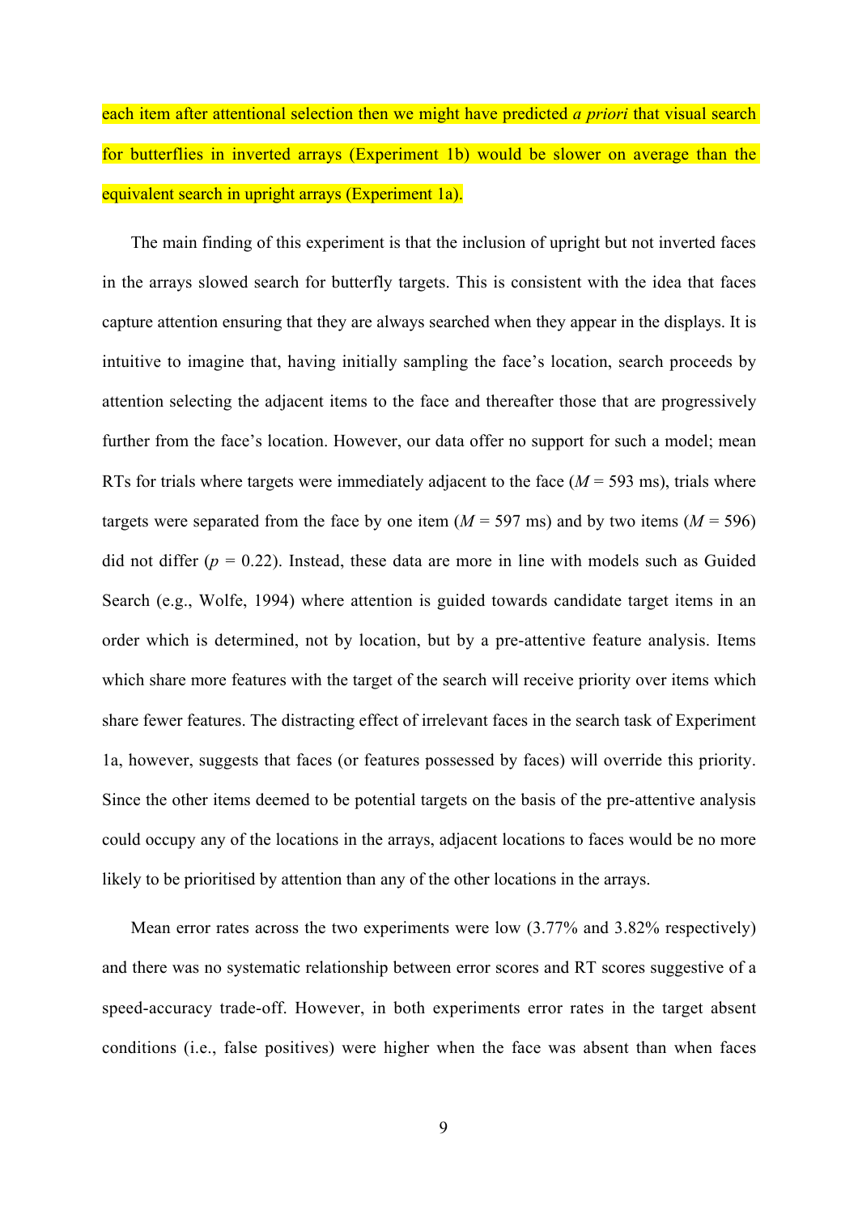each item after attentional selection then we might have predicted *a priori* that visual search for butterflies in inverted arrays (Experiment 1b) would be slower on average than the equivalent search in upright arrays (Experiment 1a).

The main finding of this experiment is that the inclusion of upright but not inverted faces in the arrays slowed search for butterfly targets. This is consistent with the idea that faces capture attention ensuring that they are always searched when they appear in the displays. It is intuitive to imagine that, having initially sampling the face's location, search proceeds by attention selecting the adjacent items to the face and thereafter those that are progressively further from the face's location. However, our data offer no support for such a model; mean RTs for trials where targets were immediately adjacent to the face ($M$ = 593 ms), trials where targets were separated from the face by one item ($M$ = 597 ms) and by two items ($M$ = 596) did not differ ($p$ = 0.22). Instead, these data are more in line with models such as Guided Search (e.g., Wolfe, 1994) where attention is guided towards candidate target items in an order which is determined, not by location, but by a pre-attentive feature analysis. Items which share more features with the target of the search will receive priority over items which share fewer features. The distracting effect of irrelevant faces in the search task of Experiment 1a, however, suggests that faces (or features possessed by faces) will override this priority. Since the other items deemed to be potential targets on the basis of the pre-attentive analysis could occupy any of the locations in the arrays, adjacent locations to faces would be no more likely to be prioritised by attention than any of the other locations in the arrays.

Mean error rates across the two experiments were low (3.77% and 3.82% respectively) and there was no systematic relationship between error scores and RT scores suggestive of a speed-accuracy trade-off. However, in both experiments error rates in the target absent conditions (i.e., false positives) were higher when the face was absent than when faces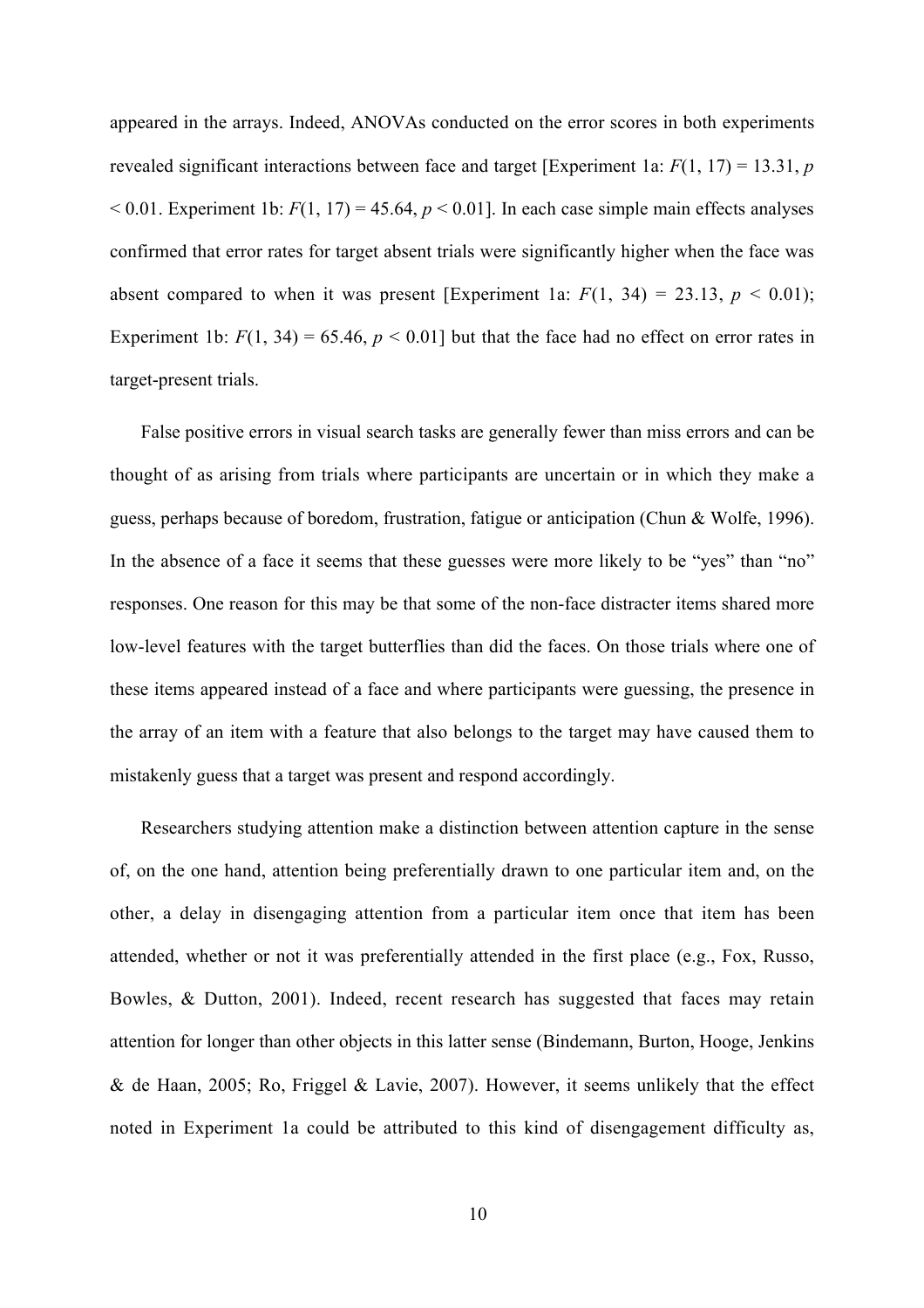appeared in the arrays. Indeed, ANOVAs conducted on the error scores in both experiments revealed significant interactions between face and target [Experiment 1a: $F(1, 17) = 13.31$, $p < 0.01$. Experiment 1b: $F(1, 17) = 45.64$, $p < 0.01$]. In each case simple main effects analyses confirmed that error rates for target absent trials were significantly higher when the face was absent compared to when it was present [Experiment 1a: $F(1, 34) = 23.13$, $p < 0.01$); Experiment 1b: $F(1, 34) = 65.46$, $p < 0.01$] but that the face had no effect on error rates in target-present trials.

False positive errors in visual search tasks are generally fewer than miss errors and can be thought of as arising from trials where participants are uncertain or in which they make a guess, perhaps because of boredom, frustration, fatigue or anticipation (Chun & Wolfe, 1996). In the absence of a face it seems that these guesses were more likely to be "yes" than "no" responses. One reason for this may be that some of the non-face distracter items shared more low-level features with the target butterflies than did the faces. On those trials where one of these items appeared instead of a face and where participants were guessing, the presence in the array of an item with a feature that also belongs to the target may have caused them to mistakenly guess that a target was present and respond accordingly.

Researchers studying attention make a distinction between attention capture in the sense of, on the one hand, attention being preferentially drawn to one particular item and, on the other, a delay in disengaging attention from a particular item once that item has been attended, whether or not it was preferentially attended in the first place (e.g., Fox, Russo, Bowles, & Dutton, 2001). Indeed, recent research has suggested that faces may retain attention for longer than other objects in this latter sense (Bindemann, Burton, Hooge, Jenkins & de Haan, 2005; Ro, Friggel & Lavie, 2007). However, it seems unlikely that the effect noted in Experiment 1a could be attributed to this kind of disengagement difficulty as,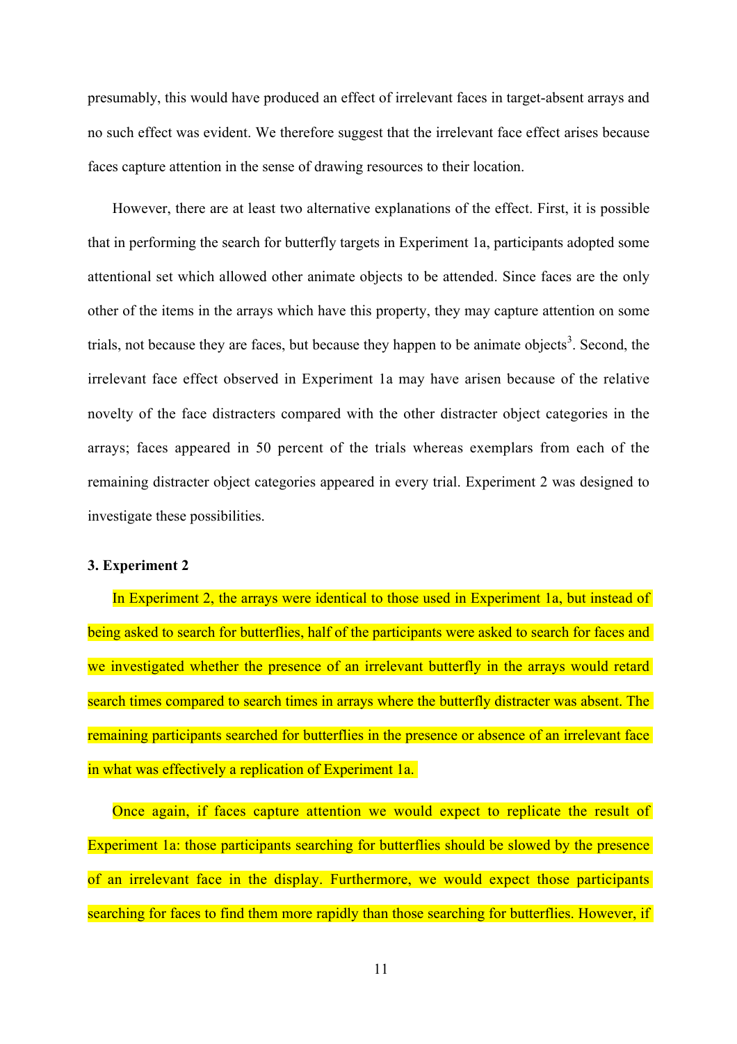presumably, this would have produced an effect of irrelevant faces in target-absent arrays and no such effect was evident. We therefore suggest that the irrelevant face effect arises because faces capture attention in the sense of drawing resources to their location.

However, there are at least two alternative explanations of the effect. First, it is possible that in performing the search for butterfly targets in Experiment 1a, participants adopted some attentional set which allowed other animate objects to be attended. Since faces are the only other of the items in the arrays which have this property, they may capture attention on some trials, not because they are faces, but because they happen to be animate objects[3]. Second, the irrelevant face effect observed in Experiment 1a may have arisen because of the relative novelty of the face distracters compared with the other distracter object categories in the arrays; faces appeared in 50 percent of the trials whereas exemplars from each of the remaining distracter object categories appeared in every trial. Experiment 2 was designed to investigate these possibilities.

### 3. Experiment 2

In Experiment 2, the arrays were identical to those used in Experiment 1a, but instead of being asked to search for butterflies, half of the participants were asked to search for faces and we investigated whether the presence of an irrelevant butterfly in the arrays would retard search times compared to search times in arrays where the butterfly distracter was absent. The remaining participants searched for butterflies in the presence or absence of an irrelevant face in what was effectively a replication of Experiment 1a.

Once again, if faces capture attention we would expect to replicate the result of Experiment 1a: those participants searching for butterflies should be slowed by the presence of an irrelevant face in the display. Furthermore, we would expect those participants searching for faces to find them more rapidly than those searching for butterflies. However, if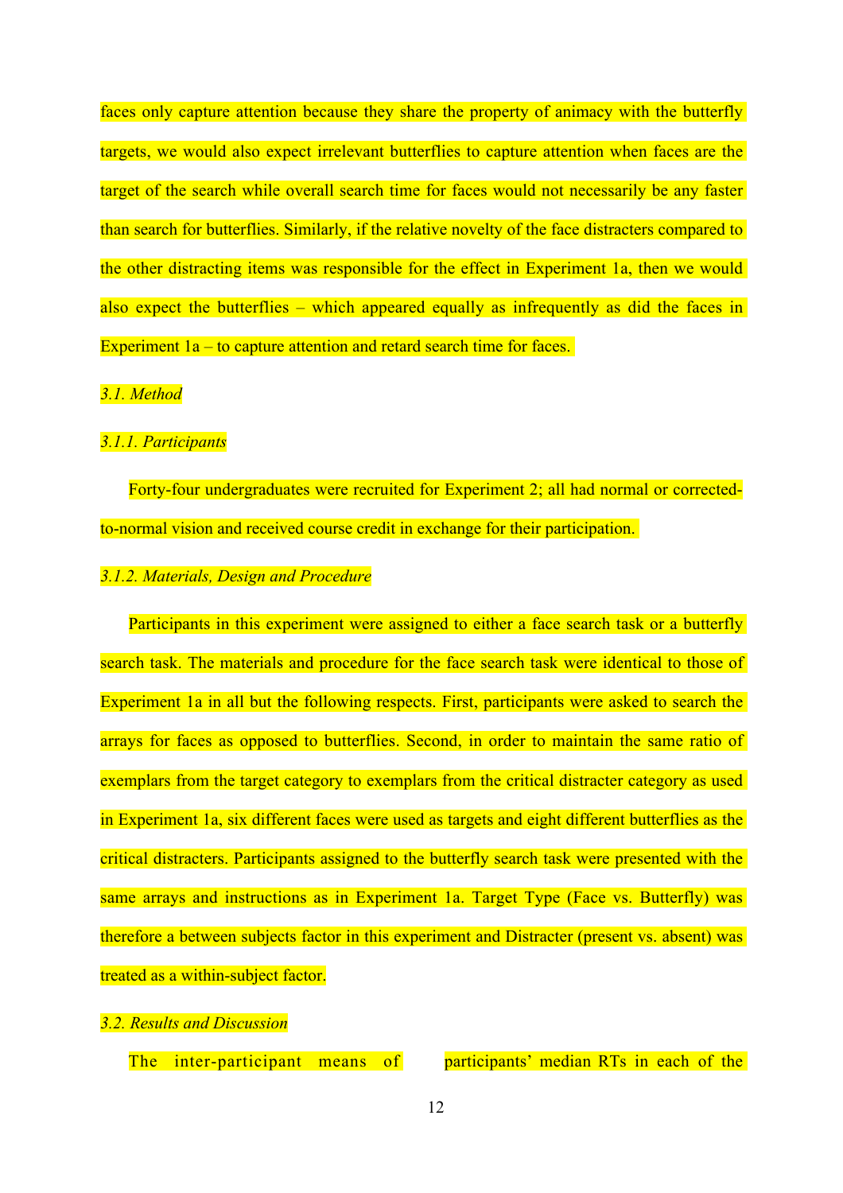faces only capture attention because they share the property of animacy with the butterfly targets, we would also expect irrelevant butterflies to capture attention when faces are the target of the search while overall search time for faces would not necessarily be any faster than search for butterflies. Similarly, if the relative novelty of the face distracters compared to the other distracting items was responsible for the effect in Experiment 1a, then we would also expect the butterflies – which appeared equally as infrequently as did the faces in Experiment 1a – to capture attention and retard search time for faces.

### *3.1. Method*

#### *3.1.1. Participants*

Forty-four undergraduates were recruited for Experiment 2; all had normal or corrected-to-normal vision and received course credit in exchange for their participation.

#### *3.1.2. Materials, Design and Procedure*

Participants in this experiment were assigned to either a face search task or a butterfly search task. The materials and procedure for the face search task were identical to those of Experiment 1a in all but the following respects. First, participants were asked to search the arrays for faces as opposed to butterflies. Second, in order to maintain the same ratio of exemplars from the target category to exemplars from the critical distracter category as used in Experiment 1a, six different faces were used as targets and eight different butterflies as the critical distracters. Participants assigned to the butterfly search task were presented with the same arrays and instructions as in Experiment 1a. Target Type (Face vs. Butterfly) was therefore a between subjects factor in this experiment and Distracter (present vs. absent) was treated as a within-subject factor.

### *3.2. Results and Discussion*

The inter-participant means of participants' median RTs in each of the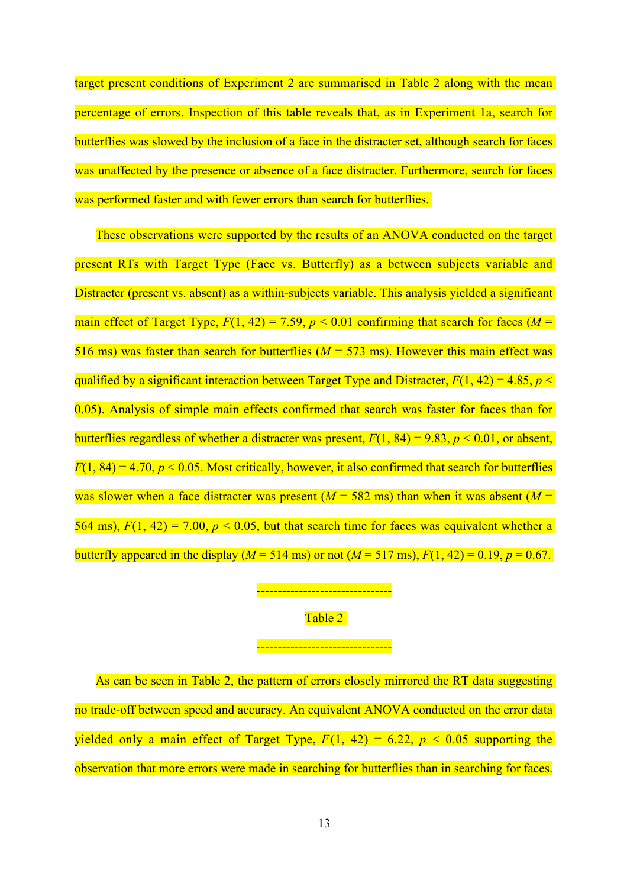target present conditions of Experiment 2 are summarised in Table 2 along with the mean percentage of errors. Inspection of this table reveals that, as in Experiment 1a, search for butterflies was slowed by the inclusion of a face in the distracter set, although search for faces was unaffected by the presence or absence of a face distracter. Furthermore, search for faces was performed faster and with fewer errors than search for butterflies.

These observations were supported by the results of an ANOVA conducted on the target present RTs with Target Type (Face vs. Butterfly) as a between subjects variable and Distracter (present vs. absent) as a within-subjects variable. This analysis yielded a significant main effect of Target Type, $F(1, 42) = 7.59$, $p < 0.01$ confirming that search for faces ($M$ = 516 ms) was faster than search for butterflies ($M$ = 573 ms). However this main effect was qualified by a significant interaction between Target Type and Distracter, $F(1, 42) = 4.85$, $p < 0.05$). Analysis of simple main effects confirmed that search was faster for faces than for butterflies regardless of whether a distracter was present, $F(1, 84) = 9.83$, $p < 0.01$, or absent, $F(1, 84) = 4.70$, $p < 0.05$. Most critically, however, it also confirmed that search for butterflies was slower when a face distracter was present ($M$ = 582 ms) than when it was absent ($M$ = 564 ms), $F(1, 42) = 7.00$, $p < 0.05$, but that search time for faces was equivalent whether a butterfly appeared in the display ($M$ = 514 ms) or not ($M$ = 517 ms), $F(1, 42) = 0.19$, $p = 0.67$.

--------------------------------

Table 2

--------------------------------

As can be seen in Table 2, the pattern of errors closely mirrored the RT data suggesting no trade-off between speed and accuracy. An equivalent ANOVA conducted on the error data yielded only a main effect of Target Type, $F(1, 42) = 6.22$, $p < 0.05$ supporting the observation that more errors were made in searching for butterflies than in searching for faces.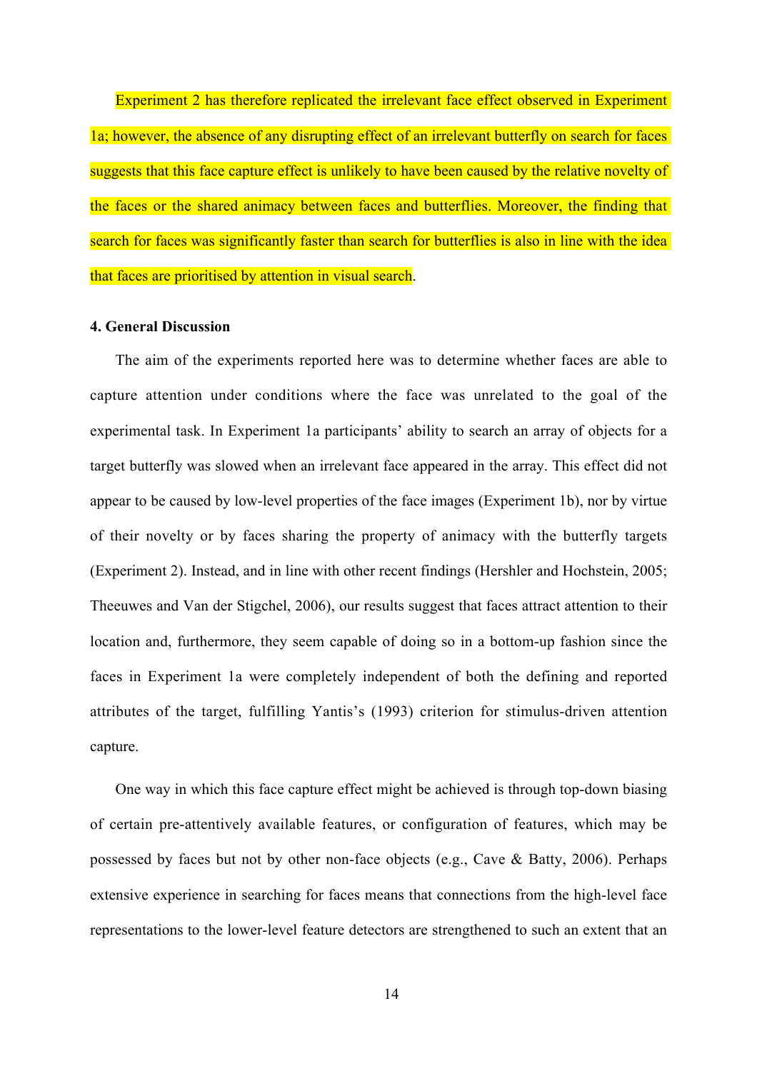Experiment 2 has therefore replicated the irrelevant face effect observed in Experiment 1a; however, the absence of any disrupting effect of an irrelevant butterfly on search for faces suggests that this face capture effect is unlikely to have been caused by the relative novelty of the faces or the shared animacy between faces and butterflies. Moreover, the finding that search for faces was significantly faster than search for butterflies is also in line with the idea that faces are prioritised by attention in visual search.

## 4. General Discussion

The aim of the experiments reported here was to determine whether faces are able to capture attention under conditions where the face was unrelated to the goal of the experimental task. In Experiment 1a participants' ability to search an array of objects for a target butterfly was slowed when an irrelevant face appeared in the array. This effect did not appear to be caused by low-level properties of the face images (Experiment 1b), nor by virtue of their novelty or by faces sharing the property of animacy with the butterfly targets (Experiment 2). Instead, and in line with other recent findings (Hershler and Hochstein, 2005; Theeuwes and Van der Stigchel, 2006), our results suggest that faces attract attention to their location and, furthermore, they seem capable of doing so in a bottom-up fashion since the faces in Experiment 1a were completely independent of both the defining and reported attributes of the target, fulfilling Yantis's (1993) criterion for stimulus-driven attention capture.

One way in which this face capture effect might be achieved is through top-down biasing of certain pre-attentively available features, or configuration of features, which may be possessed by faces but not by other non-face objects (e.g., Cave & Batty, 2006). Perhaps extensive experience in searching for faces means that connections from the high-level face representations to the lower-level feature detectors are strengthened to such an extent that an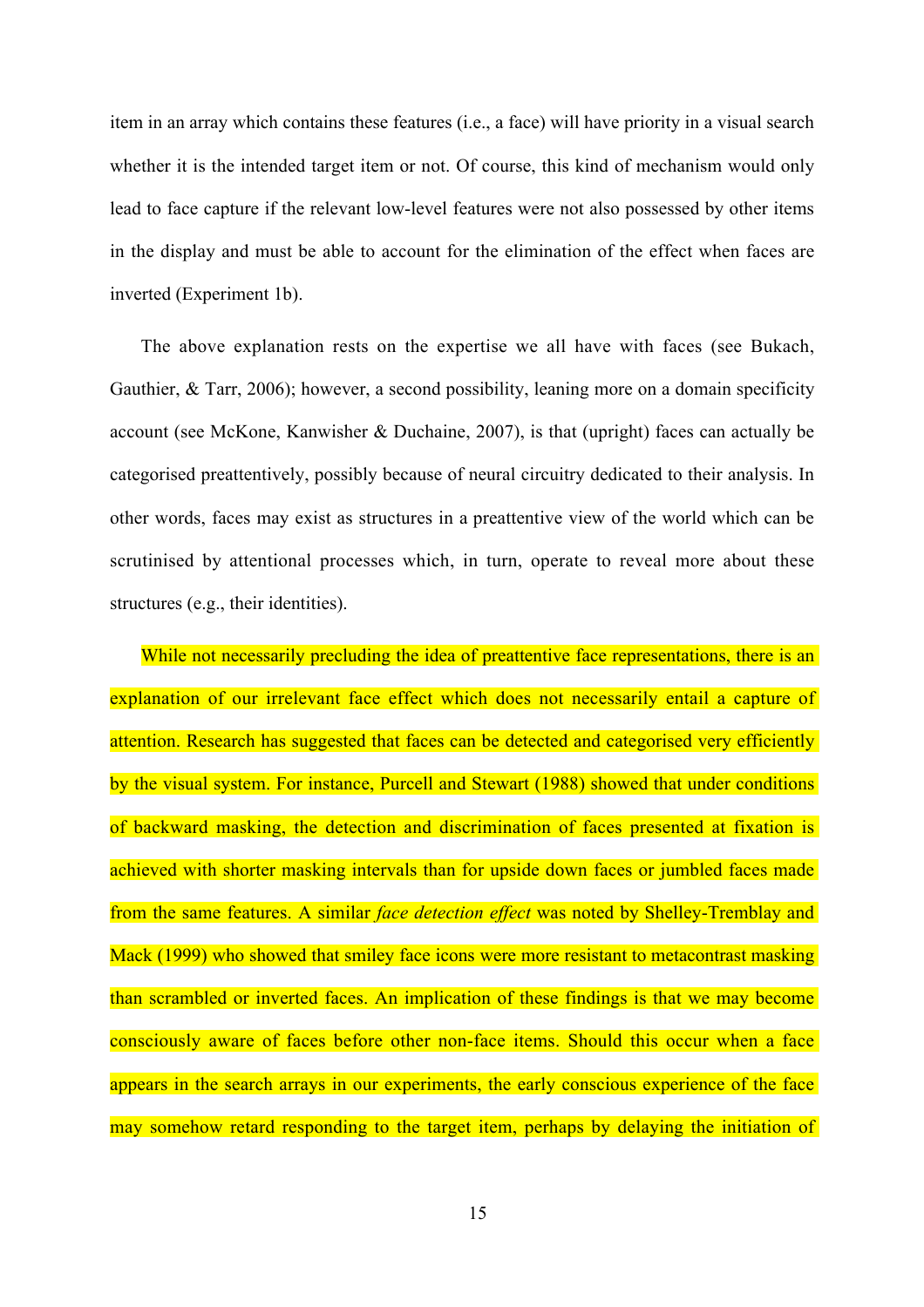item in an array which contains these features (i.e., a face) will have priority in a visual search whether it is the intended target item or not. Of course, this kind of mechanism would only lead to face capture if the relevant low-level features were not also possessed by other items in the display and must be able to account for the elimination of the effect when faces are inverted (Experiment 1b).

The above explanation rests on the expertise we all have with faces (see Bukach, Gauthier, & Tarr, 2006); however, a second possibility, leaning more on a domain specificity account (see McKone, Kanwisher & Duchaine, 2007), is that (upright) faces can actually be categorised preattentively, possibly because of neural circuitry dedicated to their analysis. In other words, faces may exist as structures in a preattentive view of the world which can be scrutinised by attentional processes which, in turn, operate to reveal more about these structures (e.g., their identities).

While not necessarily precluding the idea of preattentive face representations, there is an explanation of our irrelevant face effect which does not necessarily entail a capture of attention. Research has suggested that faces can be detected and categorised very efficiently by the visual system. For instance, Purcell and Stewart (1988) showed that under conditions of backward masking, the detection and discrimination of faces presented at fixation is achieved with shorter masking intervals than for upside down faces or jumbled faces made from the same features. A similar *face detection effect* was noted by Shelley-Tremblay and Mack (1999) who showed that smiley face icons were more resistant to metacontrast masking than scrambled or inverted faces. An implication of these findings is that we may become consciously aware of faces before other non-face items. Should this occur when a face appears in the search arrays in our experiments, the early conscious experience of the face may somehow retard responding to the target item, perhaps by delaying the initiation of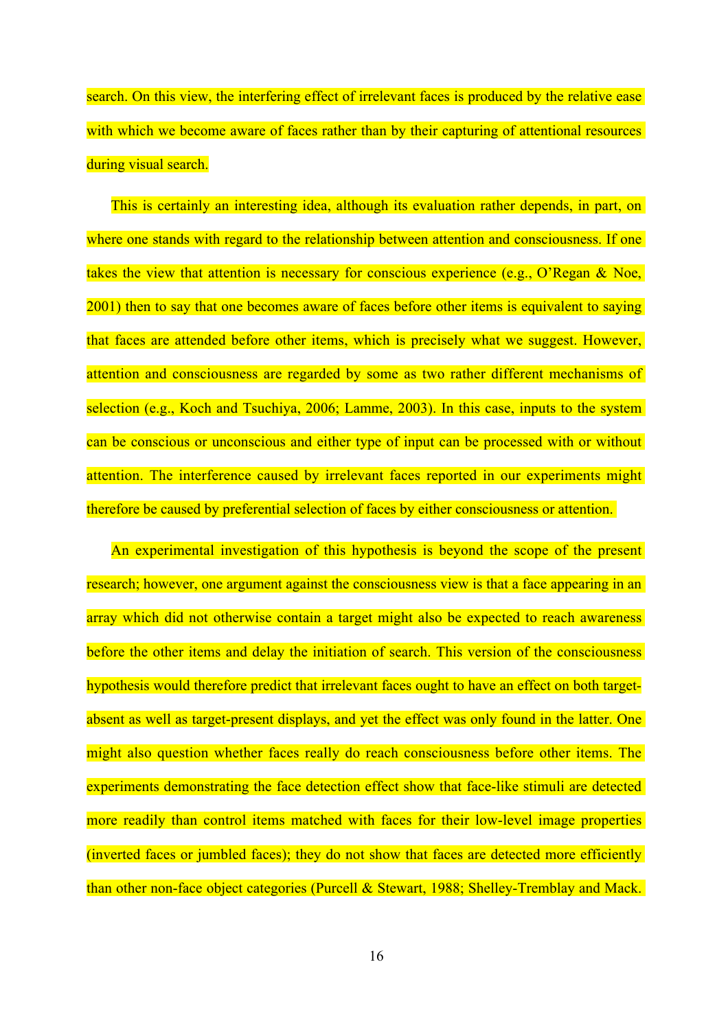search. On this view, the interfering effect of irrelevant faces is produced by the relative ease with which we become aware of faces rather than by their capturing of attentional resources during visual search.

This is certainly an interesting idea, although its evaluation rather depends, in part, on where one stands with regard to the relationship between attention and consciousness. If one takes the view that attention is necessary for conscious experience (e.g., O'Regan & Noe, 2001) then to say that one becomes aware of faces before other items is equivalent to saying that faces are attended before other items, which is precisely what we suggest. However, attention and consciousness are regarded by some as two rather different mechanisms of selection (e.g., Koch and Tsuchiya, 2006; Lamme, 2003). In this case, inputs to the system can be conscious or unconscious and either type of input can be processed with or without attention. The interference caused by irrelevant faces reported in our experiments might therefore be caused by preferential selection of faces by either consciousness or attention.

An experimental investigation of this hypothesis is beyond the scope of the present research; however, one argument against the consciousness view is that a face appearing in an array which did not otherwise contain a target might also be expected to reach awareness before the other items and delay the initiation of search. This version of the consciousness hypothesis would therefore predict that irrelevant faces ought to have an effect on both target-absent as well as target-present displays, and yet the effect was only found in the latter. One might also question whether faces really do reach consciousness before other items. The experiments demonstrating the face detection effect show that face-like stimuli are detected more readily than control items matched with faces for their low-level image properties (inverted faces or jumbled faces); they do not show that faces are detected more efficiently than other non-face object categories (Purcell & Stewart, 1988; Shelley-Tremblay and Mack.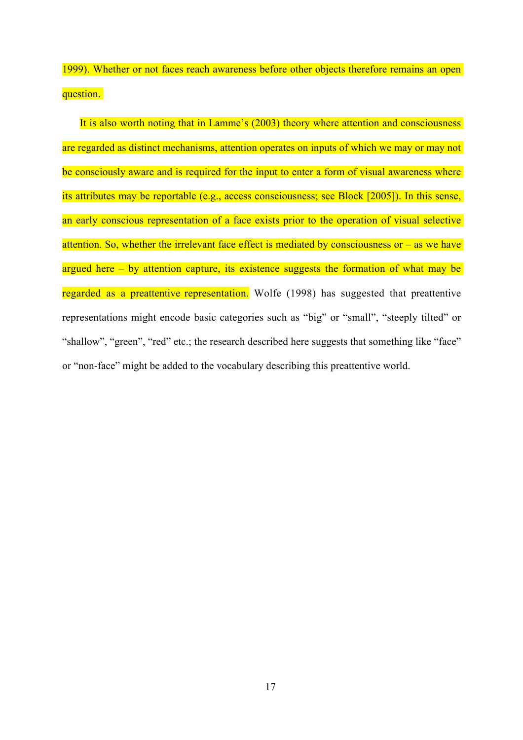1999). Whether or not faces reach awareness before other objects therefore remains an open question.

It is also worth noting that in Lamme's (2003) theory where attention and consciousness are regarded as distinct mechanisms, attention operates on inputs of which we may or may not be consciously aware and is required for the input to enter a form of visual awareness where its attributes may be reportable (e.g., access consciousness; see Block [2005]). In this sense, an early conscious representation of a face exists prior to the operation of visual selective attention. So, whether the irrelevant face effect is mediated by consciousness or – as we have argued here – by attention capture, its existence suggests the formation of what may be regarded as a preattentive representation. Wolfe (1998) has suggested that preattentive representations might encode basic categories such as "big" or "small", "steeply tilted" or "shallow", "green", "red" etc.; the research described here suggests that something like "face" or "non-face" might be added to the vocabulary describing this preattentive world.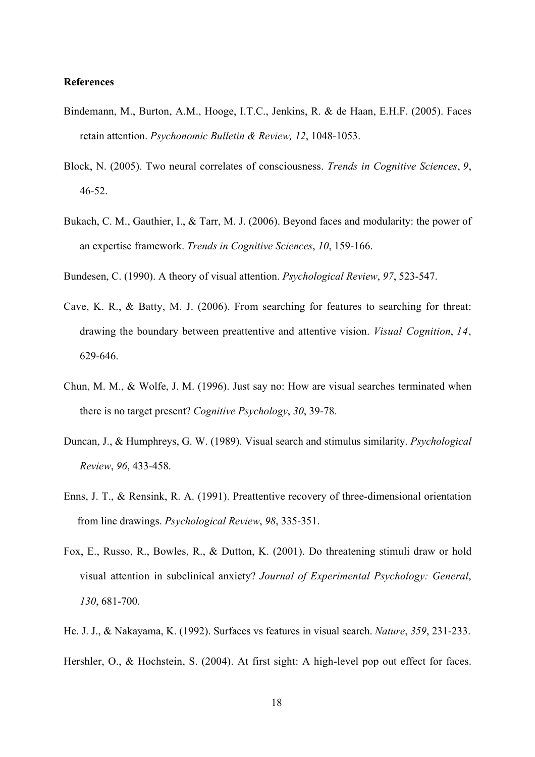**References**

Bindemann, M., Burton, A.M., Hooge, I.T.C., Jenkins, R. & de Haan, E.H.F. (2005). Faces retain attention. *Psychonomic Bulletin & Review, 12*, 1048-1053.

Block, N. (2005). Two neural correlates of consciousness. *Trends in Cognitive Sciences*, *9*, 46-52.

Bukach, C. M., Gauthier, I., & Tarr, M. J. (2006). Beyond faces and modularity: the power of an expertise framework. *Trends in Cognitive Sciences*, *10*, 159-166.

Bundesen, C. (1990). A theory of visual attention. *Psychological Review*, *97*, 523-547.

Cave, K. R., & Batty, M. J. (2006). From searching for features to searching for threat: drawing the boundary between preattentive and attentive vision. *Visual Cognition*, *14*, 629-646.

Chun, M. M., & Wolfe, J. M. (1996). Just say no: How are visual searches terminated when there is no target present? *Cognitive Psychology*, *30*, 39-78.

Duncan, J., & Humphreys, G. W. (1989). Visual search and stimulus similarity. *Psychological Review*, *96*, 433-458.

Enns, J. T., & Rensink, R. A. (1991). Preattentive recovery of three-dimensional orientation from line drawings. *Psychological Review*, *98*, 335-351.

Fox, E., Russo, R., Bowles, R., & Dutton, K. (2001). Do threatening stimuli draw or hold visual attention in subclinical anxiety? *Journal of Experimental Psychology: General*, *130*, 681-700.

He. J. J., & Nakayama, K. (1992). Surfaces vs features in visual search. *Nature*, *359*, 231-233.

Hershler, O., & Hochstein, S. (2004). At first sight: A high-level pop out effect for faces.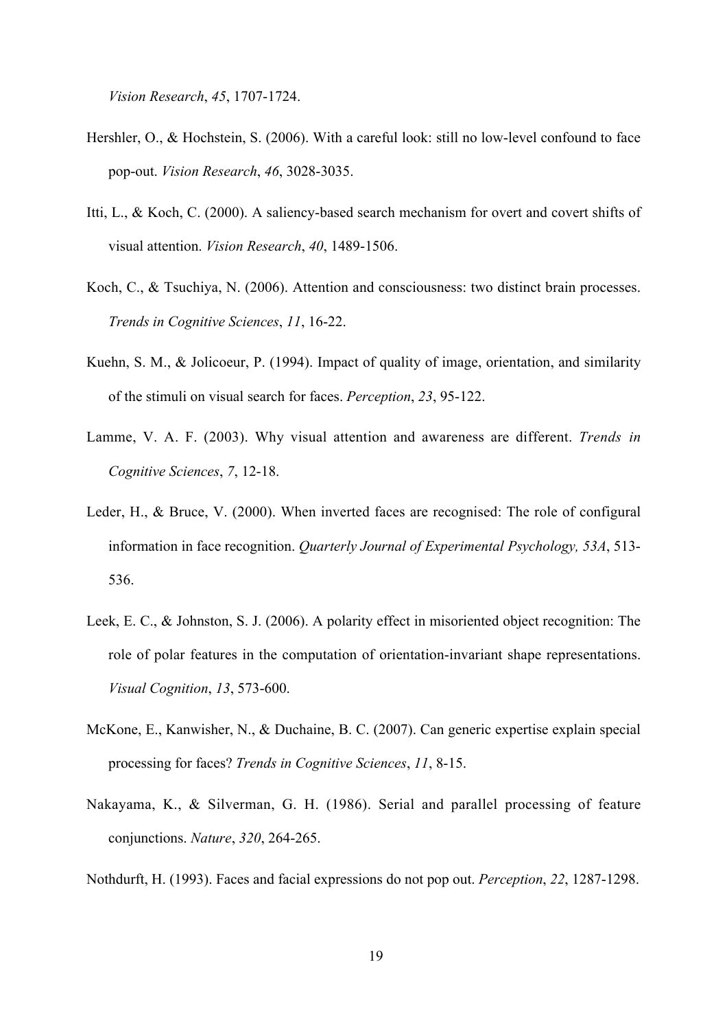*Vision Research*, *45*, 1707-1724.

Hershler, O., & Hochstein, S. (2006). With a careful look: still no low-level confound to face pop-out. *Vision Research*, *46*, 3028-3035.

Itti, L., & Koch, C. (2000). A saliency-based search mechanism for overt and covert shifts of visual attention. *Vision Research*, *40*, 1489-1506.

Koch, C., & Tsuchiya, N. (2006). Attention and consciousness: two distinct brain processes. *Trends in Cognitive Sciences*, *11*, 16-22.

Kuehn, S. M., & Jolicoeur, P. (1994). Impact of quality of image, orientation, and similarity of the stimuli on visual search for faces. *Perception*, *23*, 95-122.

Lamme, V. A. F. (2003). Why visual attention and awareness are different. *Trends in Cognitive Sciences*, *7*, 12-18.

Leder, H., & Bruce, V. (2000). When inverted faces are recognised: The role of configural information in face recognition. *Quarterly Journal of Experimental Psychology, 53A*, 513-536.

Leek, E. C., & Johnston, S. J. (2006). A polarity effect in misoriented object recognition: The role of polar features in the computation of orientation-invariant shape representations. *Visual Cognition*, *13*, 573-600.

McKone, E., Kanwisher, N., & Duchaine, B. C. (2007). Can generic expertise explain special processing for faces? *Trends in Cognitive Sciences*, *11*, 8-15.

Nakayama, K., & Silverman, G. H. (1986). Serial and parallel processing of feature conjunctions. *Nature*, *320*, 264-265.

Nothdurft, H. (1993). Faces and facial expressions do not pop out. *Perception*, *22*, 1287-1298.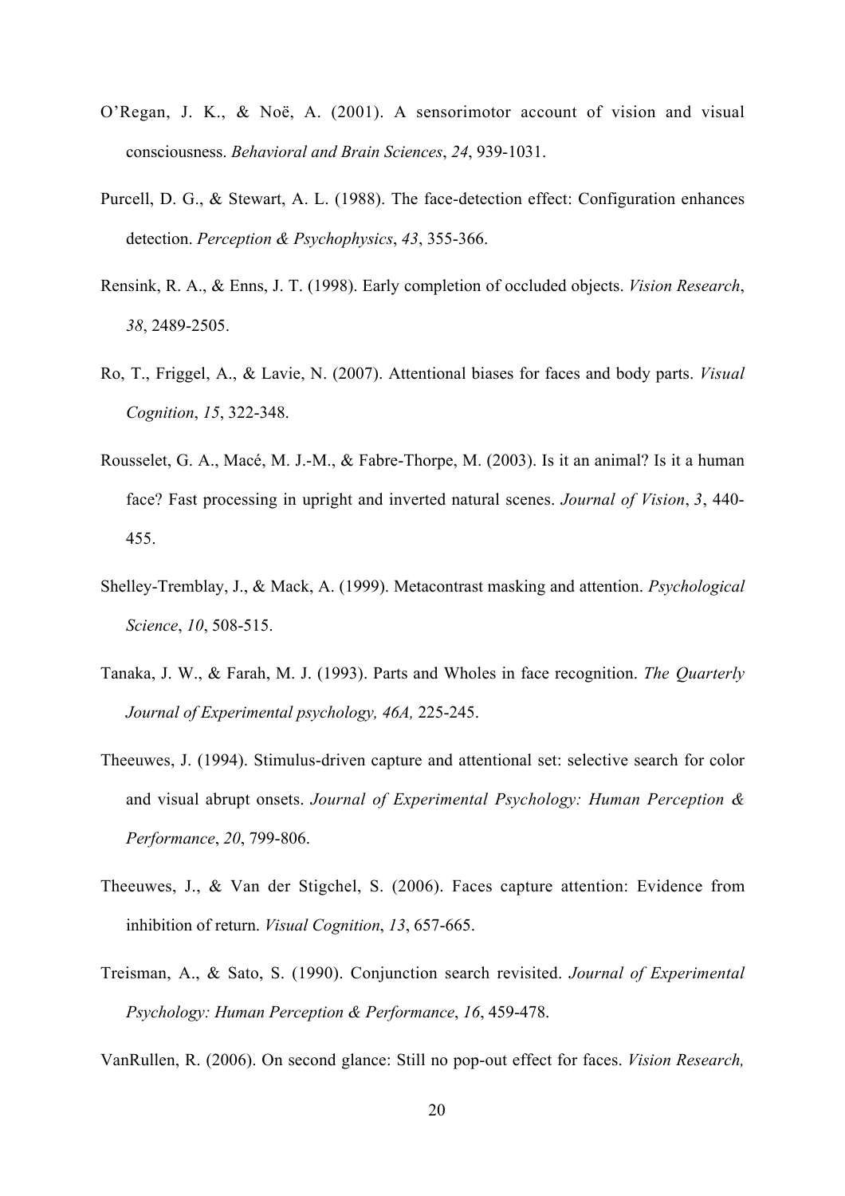O'Regan, J. K., & Noë, A. (2001). A sensorimotor account of vision and visual consciousness. *Behavioral and Brain Sciences*, *24*, 939-1031.

Purcell, D. G., & Stewart, A. L. (1988). The face-detection effect: Configuration enhances detection. *Perception & Psychophysics*, *43*, 355-366.

Rensink, R. A., & Enns, J. T. (1998). Early completion of occluded objects. *Vision Research*, *38*, 2489-2505.

Ro, T., Friggel, A., & Lavie, N. (2007). Attentional biases for faces and body parts. *Visual Cognition*, *15*, 322-348.

Rousselet, G. A., Macé, M. J.-M., & Fabre-Thorpe, M. (2003). Is it an animal? Is it a human face? Fast processing in upright and inverted natural scenes. *Journal of Vision*, *3*, 440-455.

Shelley-Tremblay, J., & Mack, A. (1999). Metacontrast masking and attention. *Psychological Science*, *10*, 508-515.

Tanaka, J. W., & Farah, M. J. (1993). Parts and Wholes in face recognition. *The Quarterly Journal of Experimental psychology, 46A,* 225-245.

Theeuwes, J. (1994). Stimulus-driven capture and attentional set: selective search for color and visual abrupt onsets. *Journal of Experimental Psychology: Human Perception & Performance*, *20*, 799-806.

Theeuwes, J., & Van der Stigchel, S. (2006). Faces capture attention: Evidence from inhibition of return. *Visual Cognition*, *13*, 657-665.

Treisman, A., & Sato, S. (1990). Conjunction search revisited. *Journal of Experimental Psychology: Human Perception & Performance*, *16*, 459-478.

VanRullen, R. (2006). On second glance: Still no pop-out effect for faces. *Vision Research,*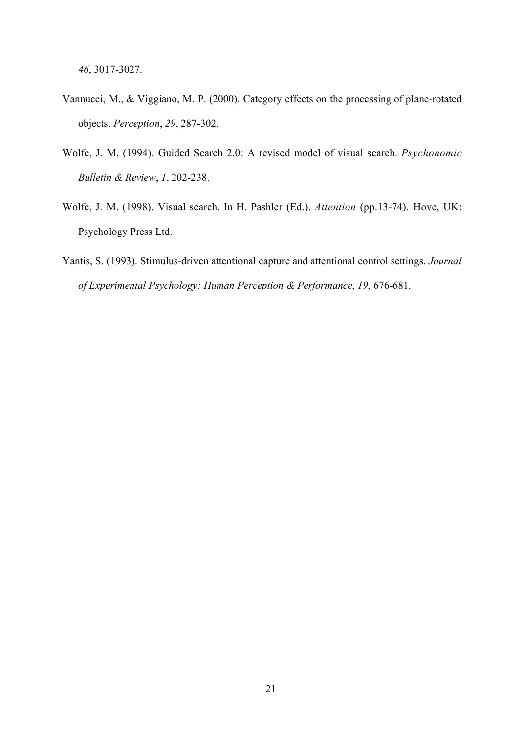*46*, 3017-3027.

Vannucci, M., & Viggiano, M. P. (2000). Category effects on the processing of plane-rotated objects. *Perception*, *29*, 287-302.

Wolfe, J. M. (1994). Guided Search 2.0: A revised model of visual search. *Psychonomic Bulletin & Review*, *1*, 202-238.

Wolfe, J. M. (1998). Visual search. In H. Pashler (Ed.). *Attention* (pp.13-74). Hove, UK: Psychology Press Ltd.

Yantis, S. (1993). Stimulus-driven attentional capture and attentional control settings. *Journal of Experimental Psychology: Human Perception & Performance*, *19*, 676-681.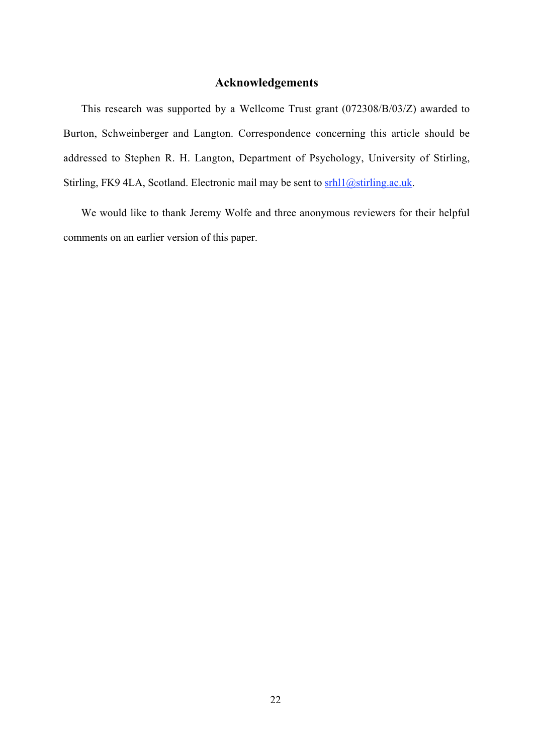## Acknowledgements

This research was supported by a Wellcome Trust grant (072308/B/03/Z) awarded to Burton, Schweinberger and Langton. Correspondence concerning this article should be addressed to Stephen R. H. Langton, Department of Psychology, University of Stirling, Stirling, FK9 4LA, Scotland. Electronic mail may be sent to srhl1@stirling.ac.uk.

We would like to thank Jeremy Wolfe and three anonymous reviewers for their helpful comments on an earlier version of this paper.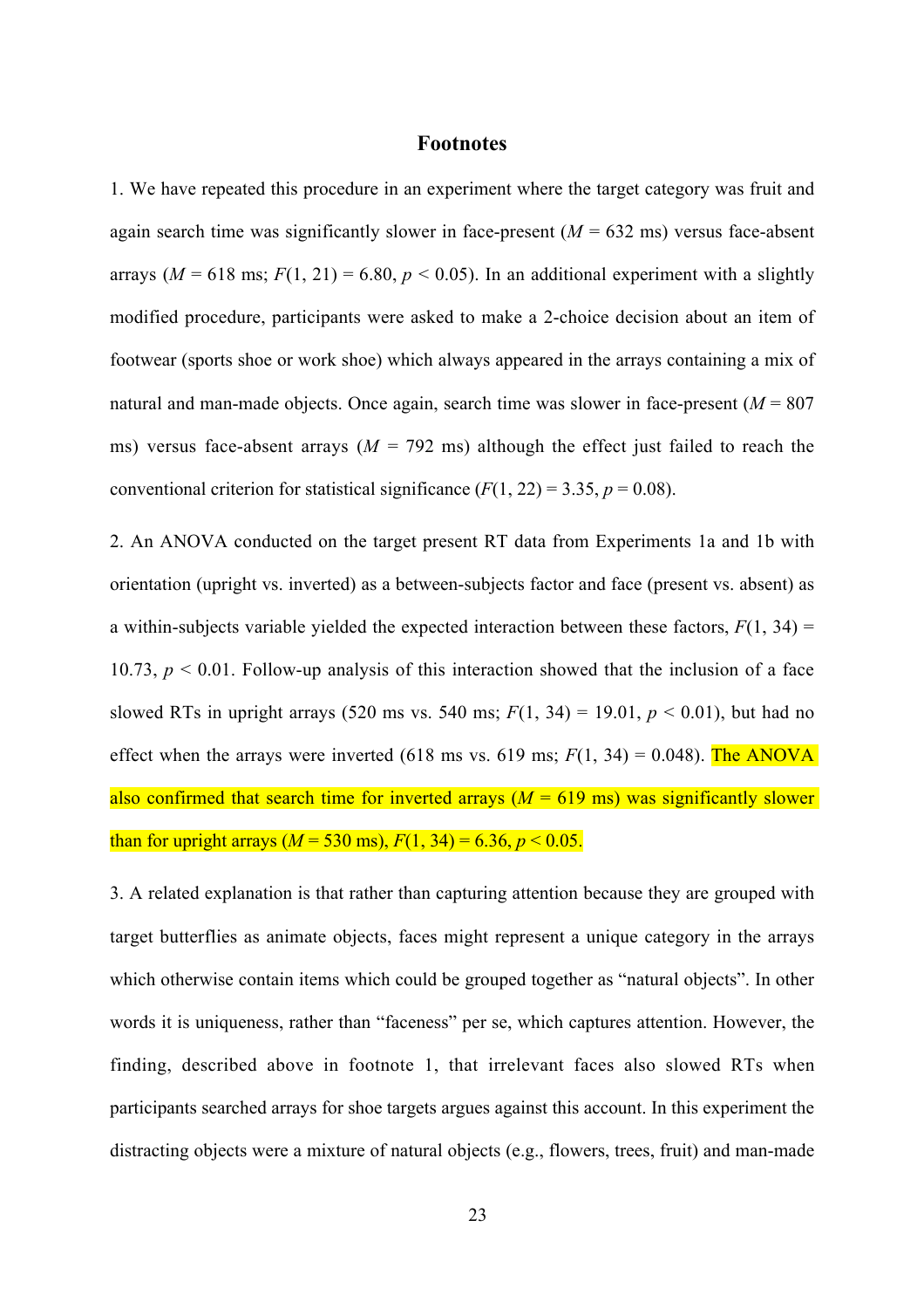## Footnotes

1. We have repeated this procedure in an experiment where the target category was fruit and again search time was significantly slower in face-present ($M$ = 632 ms) versus face-absent arrays ($M$ = 618 ms; $F(1, 21) = 6.80$, $p < 0.05$). In an additional experiment with a slightly modified procedure, participants were asked to make a 2-choice decision about an item of footwear (sports shoe or work shoe) which always appeared in the arrays containing a mix of natural and man-made objects. Once again, search time was slower in face-present ($M$ = 807 ms) versus face-absent arrays ($M$ = 792 ms) although the effect just failed to reach the conventional criterion for statistical significance ($F(1, 22) = 3.35$, $p = 0.08$).

2. An ANOVA conducted on the target present RT data from Experiments 1a and 1b with orientation (upright vs. inverted) as a between-subjects factor and face (present vs. absent) as a within-subjects variable yielded the expected interaction between these factors, $F(1, 34) = 10.73$, $p < 0.01$. Follow-up analysis of this interaction showed that the inclusion of a face slowed RTs in upright arrays (520 ms vs. 540 ms; $F(1, 34) = 19.01$, $p < 0.01$), but had no effect when the arrays were inverted (618 ms vs. 619 ms; $F(1, 34) = 0.048$). The ANOVA also confirmed that search time for inverted arrays ($M$ = 619 ms) was significantly slower than for upright arrays ($M$ = 530 ms), $F(1, 34) = 6.36$, $p < 0.05$.

3. A related explanation is that rather than capturing attention because they are grouped with target butterflies as animate objects, faces might represent a unique category in the arrays which otherwise contain items which could be grouped together as "natural objects". In other words it is uniqueness, rather than "faceness" per se, which captures attention. However, the finding, described above in footnote 1, that irrelevant faces also slowed RTs when participants searched arrays for shoe targets argues against this account. In this experiment the distracting objects were a mixture of natural objects (e.g., flowers, trees, fruit) and man-made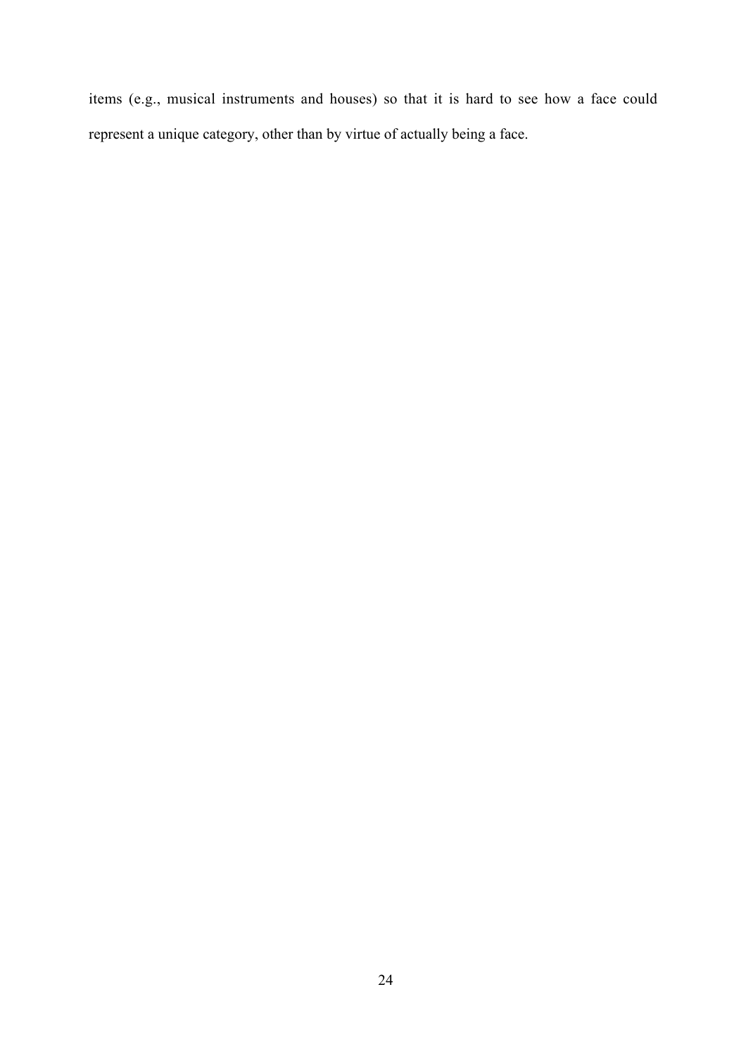items (e.g., musical instruments and houses) so that it is hard to see how a face could represent a unique category, other than by virtue of actually being a face.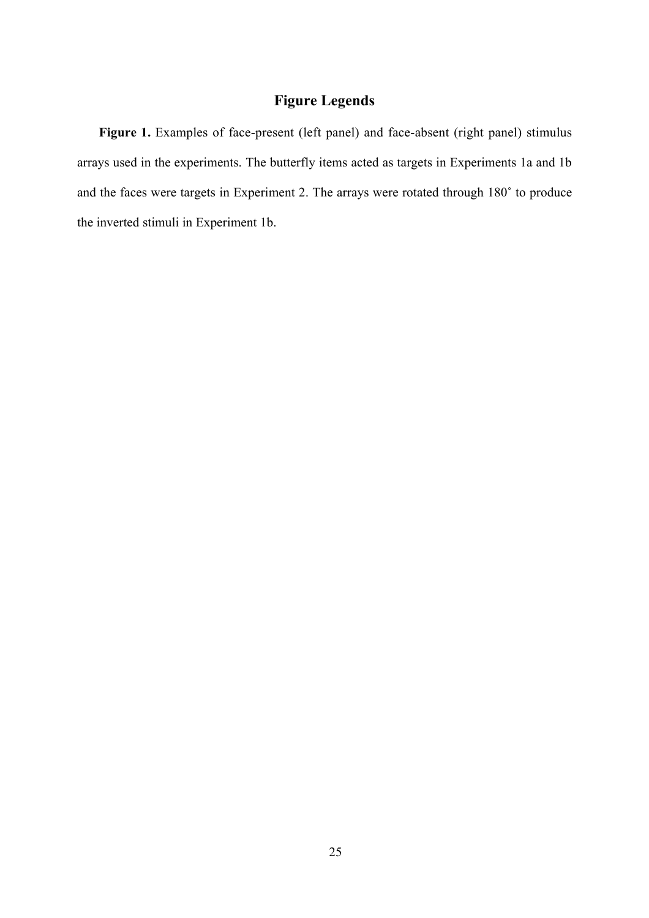## Figure Legends

**Figure 1.** Examples of face-present (left panel) and face-absent (right panel) stimulus arrays used in the experiments. The butterfly items acted as targets in Experiments 1a and 1b and the faces were targets in Experiment 2. The arrays were rotated through 180˚ to produce the inverted stimuli in Experiment 1b.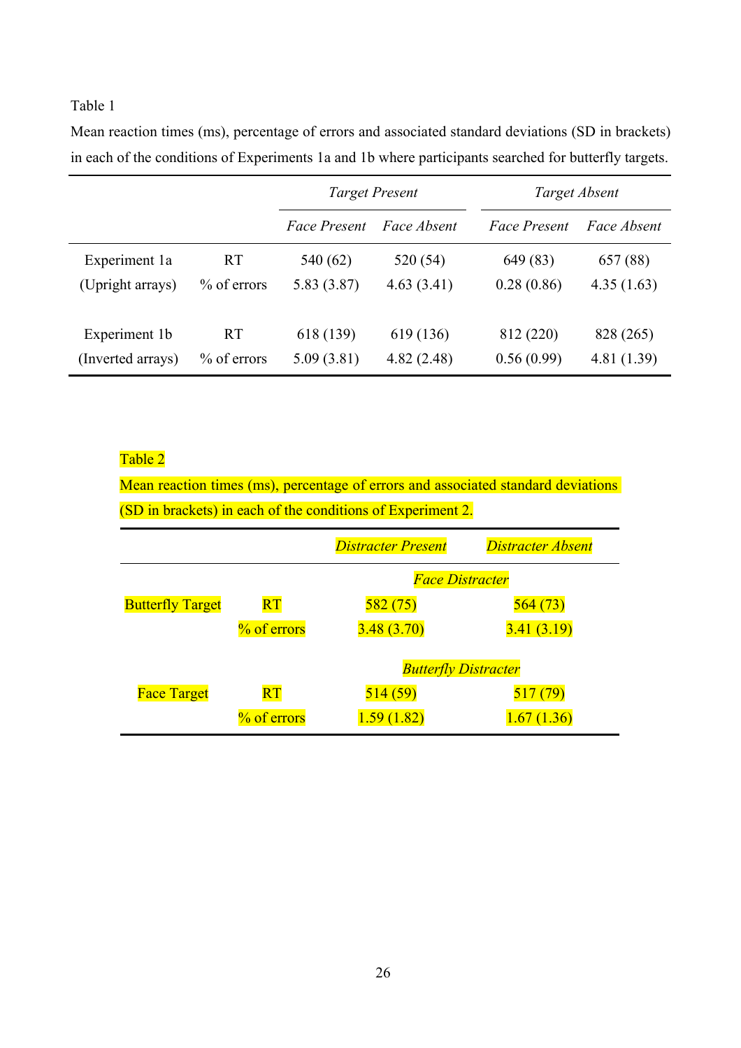Table 1

Mean reaction times (ms), percentage of errors and associated standard deviations (SD in brackets) in each of the conditions of Experiments 1a and 1b where participants searched for butterfly targets.

| | | *Target Present* | | *Target Absent* | |
|---|---|---|---|---|---|
| | | *Face Present* | *Face Absent* | *Face Present* | *Face Absent* |
| Experiment 1a (Upright arrays) | RT | 540 (62) | 520 (54) | 649 (83) | 657 (88) |
| | % of errors | 5.83 (3.87) | 4.63 (3.41) | 0.28 (0.86) | 4.35 (1.63) |
| Experiment 1b (Inverted arrays) | RT | 618 (139) | 619 (136) | 812 (220) | 828 (265) |
| | % of errors | 5.09 (3.81) | 4.82 (2.48) | 0.56 (0.99) | 4.81 (1.39) |

Table 2

Mean reaction times (ms), percentage of errors and associated standard deviations (SD in brackets) in each of the conditions of Experiment 2.

| | | *Distracter Present* | *Distracter Absent* |
|---|---|---|---|
| | | *Face Distracter* | |
| Butterfly Target | RT | 582 (75) | 564 (73) |
| | % of errors | 3.48 (3.70) | 3.41 (3.19) |
| | | *Butterfly Distracter* | |
| Face Target | RT | 514 (59) | 517 (79) |
| | % of errors | 1.59 (1.82) | 1.67 (1.36) |